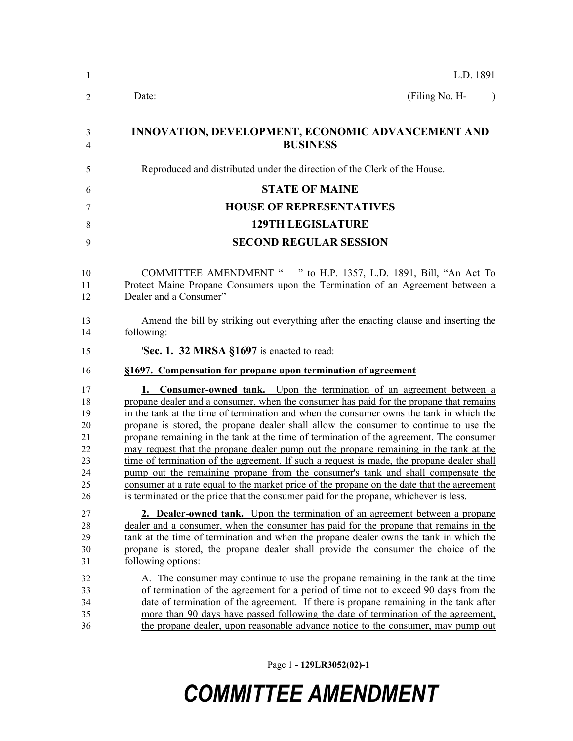L.D. 1891

Date: (Filing No. H- )

**INNOVATION, DEVELOPMENT, ECONOMIC ADVANCEMENT AND BUSINESS**

Reproduced and distributed under the direction of the Clerk of the House.

**STATE OF MAINE**

**HOUSE OF REPRESENTATIVES**

**129TH LEGISLATURE**

**SECOND REGULAR SESSION**

COMMITTEE AMENDMENT " " to H.P. 1357, L.D. 1891, Bill, "An Act To Protect Maine Propane Consumers upon the Termination of an Agreement between a Dealer and a Consumer"

Amend the bill by striking out everything after the enacting clause and inserting the following:

'**Sec. 1. 32 MRSA §1697** is enacted to read:

**§1697. Compensation for propane upon termination of agreement**

**1. Consumer-owned tank.** Upon the termination of an agreement between a propane dealer and a consumer, when the consumer has paid for the propane that remains in the tank at the time of termination and when the consumer owns the tank in which the propane is stored, the propane dealer shall allow the consumer to continue to use the propane remaining in the tank at the time of termination of the agreement. The consumer may request that the propane dealer pump out the propane remaining in the tank at the time of termination of the agreement. If such a request is made, the propane dealer shall pump out the remaining propane from the consumer's tank and shall compensate the consumer at a rate equal to the market price of the propane on the date that the agreement is terminated or the price that the consumer paid for the propane, whichever is less.

**2. Dealer-owned tank.** Upon the termination of an agreement between a propane dealer and a consumer, when the consumer has paid for the propane that remains in the tank at the time of termination and when the propane dealer owns the tank in which the propane is stored, the propane dealer shall provide the consumer the choice of the following options:

A. The consumer may continue to use the propane remaining in the tank at the time of termination of the agreement for a period of time not to exceed 90 days from the date of termination of the agreement. If there is propane remaining in the tank after more than 90 days have passed following the date of termination of the agreement, the propane dealer, upon reasonable advance notice to the consumer, may pump out

**COMMITTEE AMENDMENT**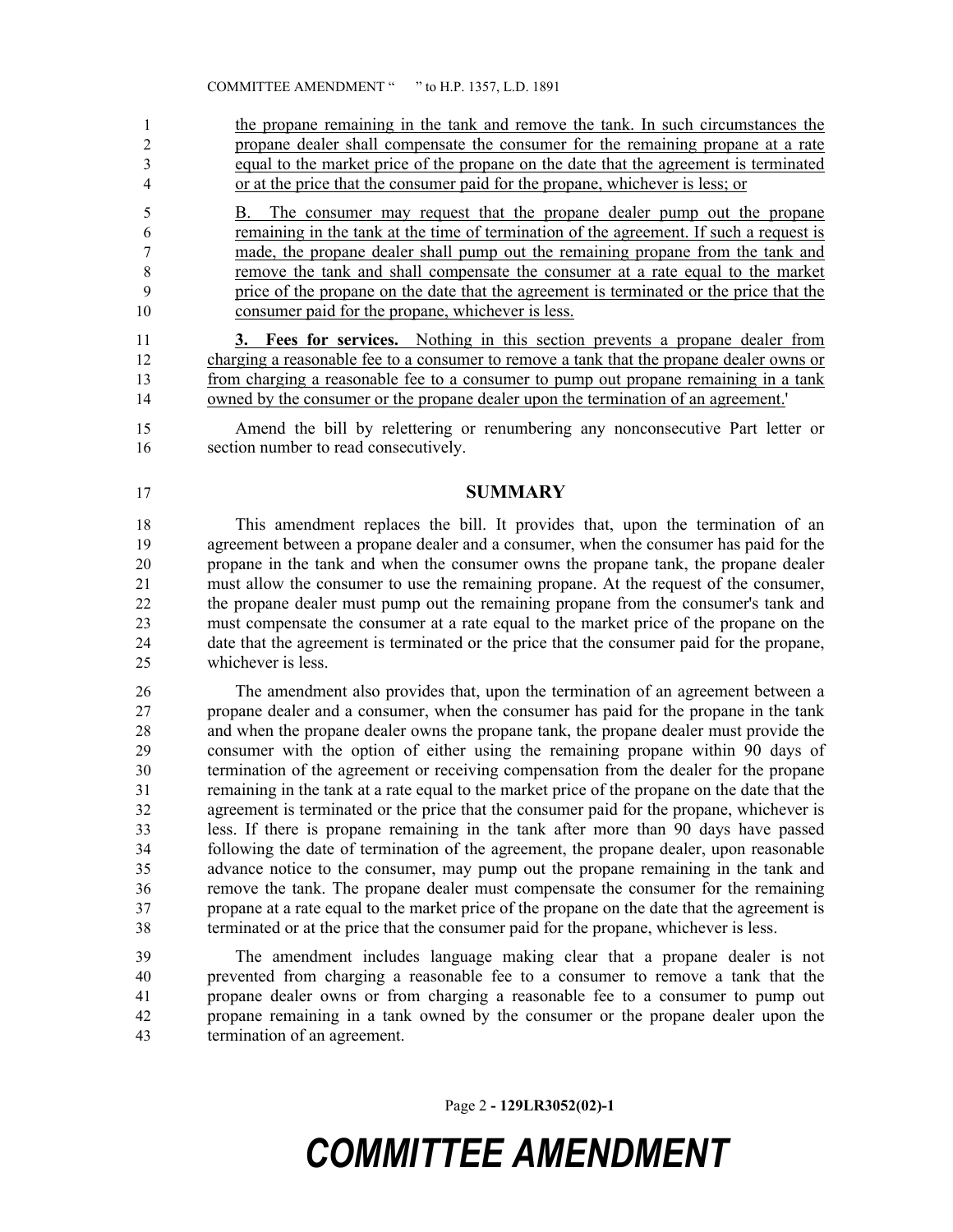the propane remaining in the tank and remove the tank. In such circumstances the propane dealer shall compensate the consumer for the remaining propane at a rate equal to the market price of the propane on the date that the agreement is terminated or at the price that the consumer paid for the propane, whichever is less; or

B. The consumer may request that the propane dealer pump out the propane remaining in the tank at the time of termination of the agreement. If such a request is made, the propane dealer shall pump out the remaining propane from the tank and remove the tank and shall compensate the consumer at a rate equal to the market price of the propane on the date that the agreement is terminated or the price that the consumer paid for the propane, whichever is less.

**3. Fees for services.** Nothing in this section prevents a propane dealer from charging a reasonable fee to a consumer to remove a tank that the propane dealer owns or from charging a reasonable fee to a consumer to pump out propane remaining in a tank owned by the consumer or the propane dealer upon the termination of an agreement.'

Amend the bill by relettering or renumbering any nonconsecutive Part letter or section number to read consecutively.

## SUMMARY

This amendment replaces the bill. It provides that, upon the termination of an agreement between a propane dealer and a consumer, when the consumer has paid for the propane in the tank and when the consumer owns the propane tank, the propane dealer must allow the consumer to use the remaining propane. At the request of the consumer, the propane dealer must pump out the remaining propane from the consumer's tank and must compensate the consumer at a rate equal to the market price of the propane on the date that the agreement is terminated or the price that the consumer paid for the propane, whichever is less.

The amendment also provides that, upon the termination of an agreement between a propane dealer and a consumer, when the consumer has paid for the propane in the tank and when the propane dealer owns the propane tank, the propane dealer must provide the consumer with the option of either using the remaining propane within 90 days of termination of the agreement or receiving compensation from the dealer for the propane remaining in the tank at a rate equal to the market price of the propane on the date that the agreement is terminated or the price that the consumer paid for the propane, whichever is less. If there is propane remaining in the tank after more than 90 days have passed following the date of termination of the agreement, the propane dealer, upon reasonable advance notice to the consumer, may pump out the propane remaining in the tank and remove the tank. The propane dealer must compensate the consumer for the remaining propane at a rate equal to the market price of the propane on the date that the agreement is terminated or at the price that the consumer paid for the propane, whichever is less.

The amendment includes language making clear that a propane dealer is not prevented from charging a reasonable fee to a consumer to remove a tank that the propane dealer owns or from charging a reasonable fee to a consumer to pump out propane remaining in a tank owned by the consumer or the propane dealer upon the termination of an agreement.